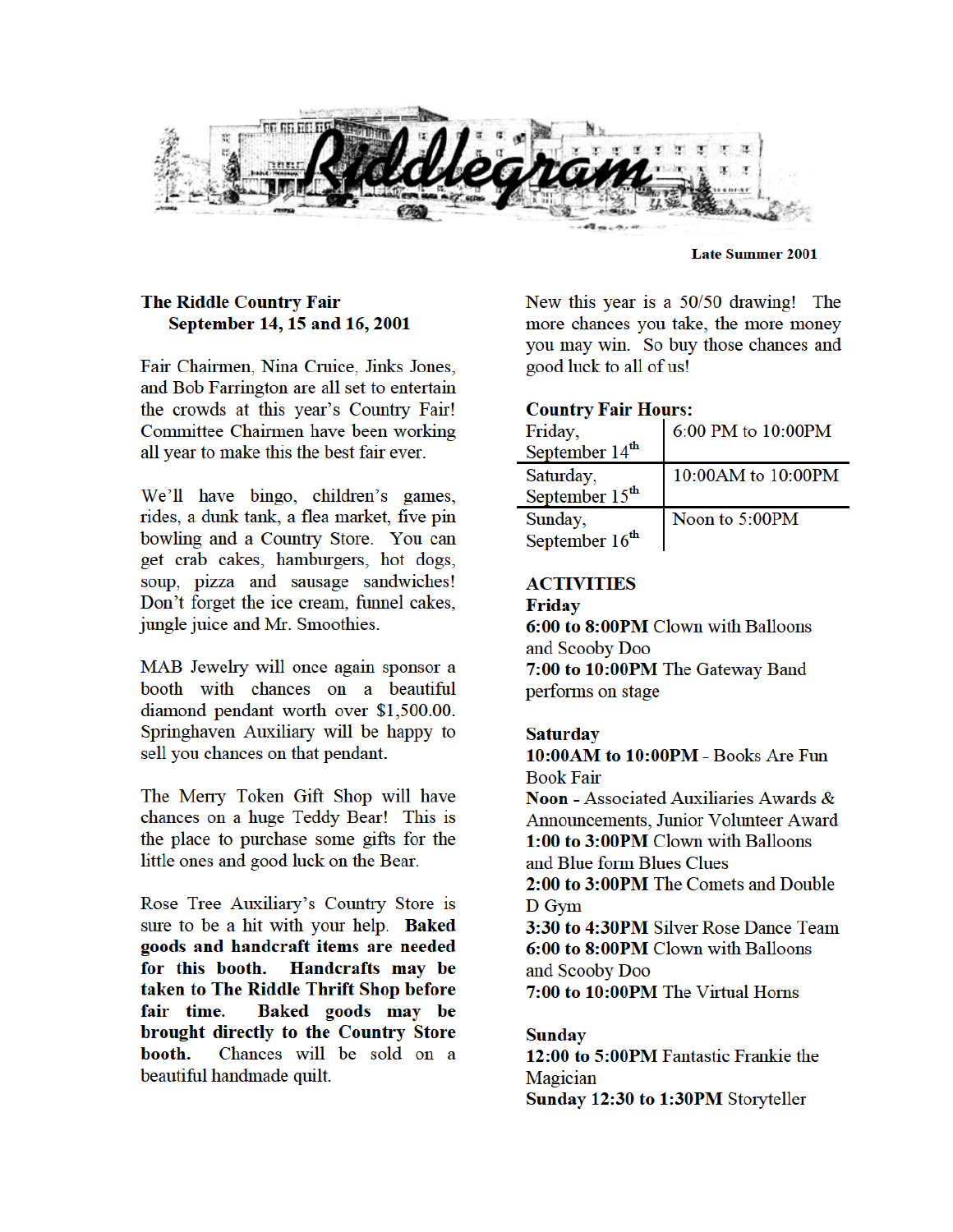# Riddlegram

**Late Summer 2001**

## The Riddle Country Fair
**September 14, 15 and 16, 2001**

Fair Chairmen, Nina Cruice, Jinks Jones, and Bob Farrington are all set to entertain the crowds at this year's Country Fair! Committee Chairmen have been working all year to make this the best fair ever.

We'll have bingo, children's games, rides, a dunk tank, a flea market, five pin bowling and a Country Store. You can get crab cakes, hamburgers, hot dogs, soup, pizza and sausage sandwiches! Don't forget the ice cream, funnel cakes, jungle juice and Mr. Smoothies.

MAB Jewelry will once again sponsor a booth with chances on a beautiful diamond pendant worth over $1,500.00. Springhaven Auxiliary will be happy to sell you chances on that pendant.

The Merry Token Gift Shop will have chances on a huge Teddy Bear! This is the place to purchase some gifts for the little ones and good luck on the Bear.

Rose Tree Auxiliary's Country Store is sure to be a hit with your help. **Baked goods and handcraft items are needed for this booth. Handcrafts may be taken to The Riddle Thrift Shop before fair time. Baked goods may be brought directly to the Country Store booth.** Chances will be sold on a beautiful handmade quilt.

New this year is a 50/50 drawing! The more chances you take, the more money you may win. So buy those chances and good luck to all of us!

**Country Fair Hours:**

| Day | Hours |
|---|---|
| Friday, September 14th | 6:00 PM to 10:00PM |
| Saturday, September 15th | 10:00AM to 10:00PM |
| Sunday, September 16th | Noon to 5:00PM |

**ACTIVITIES**

**Friday**
**6:00 to 8:00PM** Clown with Balloons and Scooby Doo
**7:00 to 10:00PM** The Gateway Band performs on stage

**Saturday**
**10:00AM to 10:00PM** - Books Are Fun Book Fair
**Noon** - Associated Auxiliaries Awards & Announcements, Junior Volunteer Award
**1:00 to 3:00PM** Clown with Balloons and Blue form Blues Clues
**2:00 to 3:00PM** The Comets and Double D Gym
**3:30 to 4:30PM** Silver Rose Dance Team
**6:00 to 8:00PM** Clown with Balloons and Scooby Doo
**7:00 to 10:00PM** The Virtual Horns

**Sunday**
**12:00 to 5:00PM** Fantastic Frankie the Magician
**Sunday 12:30 to 1:30PM** Storyteller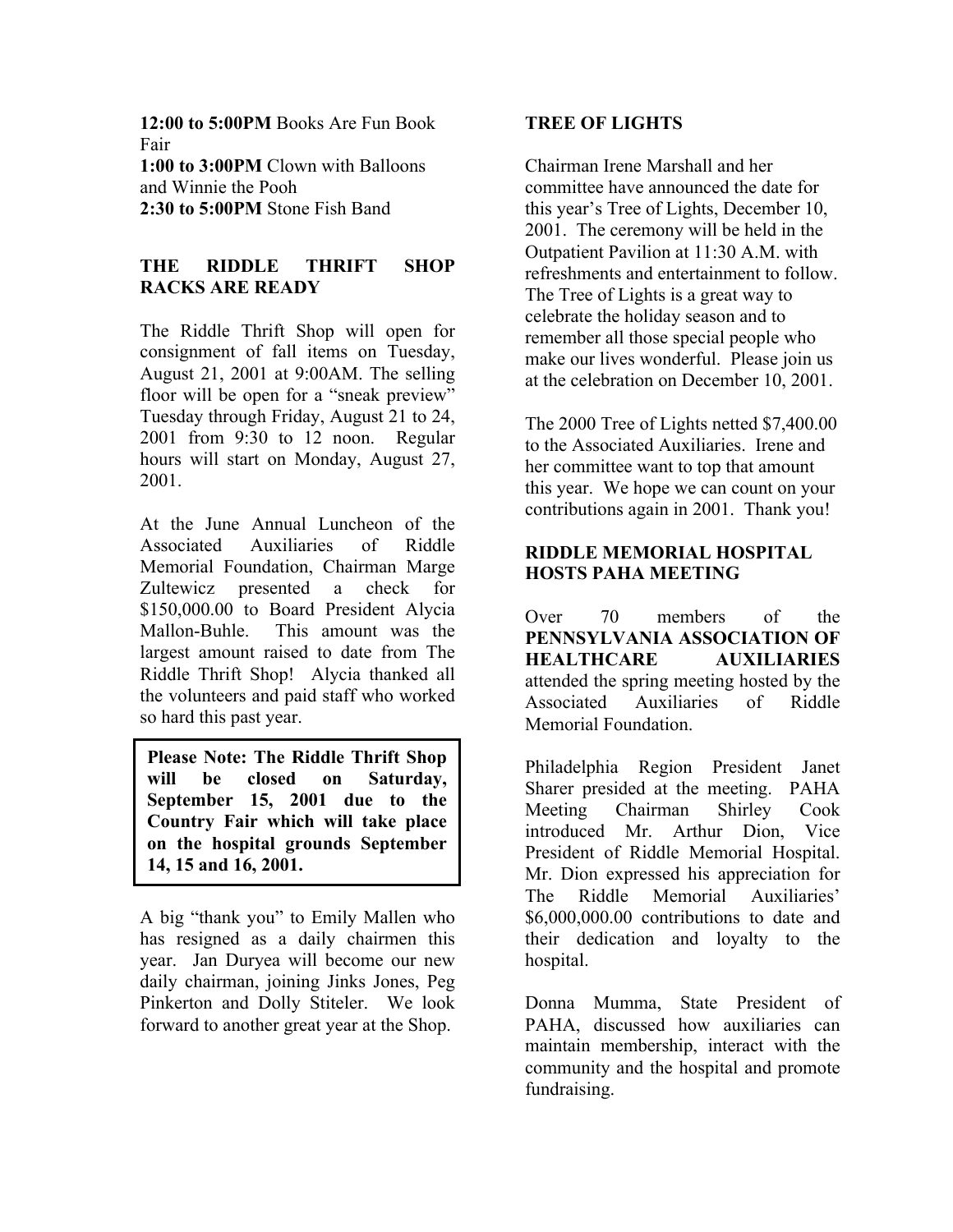**12:00 to 5:00PM** Books Are Fun Book Fair
**1:00 to 3:00PM** Clown with Balloons and Winnie the Pooh
**2:30 to 5:00PM** Stone Fish Band

## THE RIDDLE THRIFT SHOP RACKS ARE READY

The Riddle Thrift Shop will open for consignment of fall items on Tuesday, August 21, 2001 at 9:00AM. The selling floor will be open for a "sneak preview" Tuesday through Friday, August 21 to 24, 2001 from 9:30 to 12 noon. Regular hours will start on Monday, August 27, 2001.

At the June Annual Luncheon of the Associated Auxiliaries of Riddle Memorial Foundation, Chairman Marge Zultewicz presented a check for $150,000.00 to Board President Alycia Mallon-Buhle. This amount was the largest amount raised to date from The Riddle Thrift Shop! Alycia thanked all the volunteers and paid staff who worked so hard this past year.

**Please Note: The Riddle Thrift Shop will be closed on Saturday, September 15, 2001 due to the Country Fair which will take place on the hospital grounds September 14, 15 and 16, 2001.**

A big "thank you" to Emily Mallen who has resigned as a daily chairmen this year. Jan Duryea will become our new daily chairman, joining Jinks Jones, Peg Pinkerton and Dolly Stiteler. We look forward to another great year at the Shop.

## TREE OF LIGHTS

Chairman Irene Marshall and her committee have announced the date for this year's Tree of Lights, December 10, 2001. The ceremony will be held in the Outpatient Pavilion at 11:30 A.M. with refreshments and entertainment to follow. The Tree of Lights is a great way to celebrate the holiday season and to remember all those special people who make our lives wonderful. Please join us at the celebration on December 10, 2001.

The 2000 Tree of Lights netted $7,400.00 to the Associated Auxiliaries. Irene and her committee want to top that amount this year. We hope we can count on your contributions again in 2001. Thank you!

## RIDDLE MEMORIAL HOSPITAL HOSTS PAHA MEETING

Over 70 members of the **PENNSYLVANIA ASSOCIATION OF HEALTHCARE AUXILIARIES** attended the spring meeting hosted by the Associated Auxiliaries of Riddle Memorial Foundation.

Philadelphia Region President Janet Sharer presided at the meeting. PAHA Meeting Chairman Shirley Cook introduced Mr. Arthur Dion, Vice President of Riddle Memorial Hospital. Mr. Dion expressed his appreciation for The Riddle Memorial Auxiliaries' $6,000,000.00 contributions to date and their dedication and loyalty to the hospital.

Donna Mumma, State President of PAHA, discussed how auxiliaries can maintain membership, interact with the community and the hospital and promote fundraising.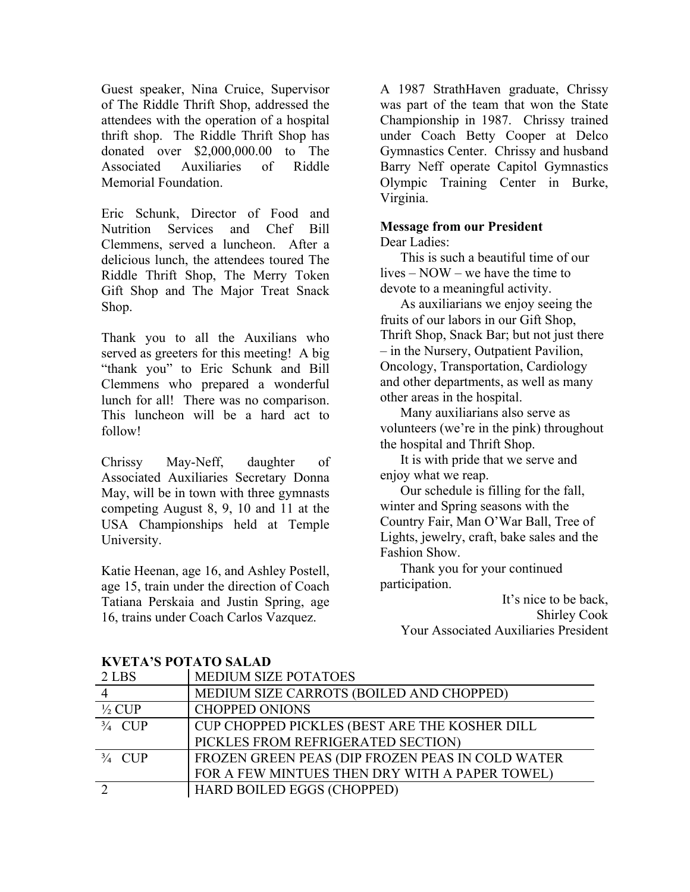Guest speaker, Nina Cruice, Supervisor of The Riddle Thrift Shop, addressed the attendees with the operation of a hospital thrift shop. The Riddle Thrift Shop has donated over $2,000,000.00 to The Associated Auxiliaries of Riddle Memorial Foundation.

Eric Schunk, Director of Food and Nutrition Services and Chef Bill Clemmens, served a luncheon. After a delicious lunch, the attendees toured The Riddle Thrift Shop, The Merry Token Gift Shop and The Major Treat Snack Shop.

Thank you to all the Auxilians who served as greeters for this meeting! A big "thank you" to Eric Schunk and Bill Clemmens who prepared a wonderful lunch for all! There was no comparison. This luncheon will be a hard act to follow!

Chrissy May-Neff, daughter of Associated Auxiliaries Secretary Donna May, will be in town with three gymnasts competing August 8, 9, 10 and 11 at the USA Championships held at Temple University.

Katie Heenan, age 16, and Ashley Postell, age 15, train under the direction of Coach Tatiana Perskaia and Justin Spring, age 16, trains under Coach Carlos Vazquez.

A 1987 StrathHaven graduate, Chrissy was part of the team that won the State Championship in 1987. Chrissy trained under Coach Betty Cooper at Delco Gymnastics Center. Chrissy and husband Barry Neff operate Capitol Gymnastics Olympic Training Center in Burke, Virginia.

**Message from our President**

Dear Ladies:

This is such a beautiful time of our lives – NOW – we have the time to devote to a meaningful activity.

As auxiliarians we enjoy seeing the fruits of our labors in our Gift Shop, Thrift Shop, Snack Bar; but not just there – in the Nursery, Outpatient Pavilion, Oncology, Transportation, Cardiology and other departments, as well as many other areas in the hospital.

Many auxiliarians also serve as volunteers (we're in the pink) throughout the hospital and Thrift Shop.

It is with pride that we serve and enjoy what we reap.

Our schedule is filling for the fall, winter and Spring seasons with the Country Fair, Man O'War Ball, Tree of Lights, jewelry, craft, bake sales and the Fashion Show.

Thank you for your continued participation.

It's nice to be back,
Shirley Cook
Your Associated Auxiliaries President

**KVETA'S POTATO SALAD**

| 2 LBS | MEDIUM SIZE POTATOES |
|---|---|
| 4 | MEDIUM SIZE CARROTS (BOILED AND CHOPPED) |
| ½ CUP | CHOPPED ONIONS |
| ¾ CUP | CUP CHOPPED PICKLES (BEST ARE THE KOSHER DILL PICKLES FROM REFRIGERATED SECTION) |
| ¾ CUP | FROZEN GREEN PEAS (DIP FROZEN PEAS IN COLD WATER FOR A FEW MINTUES THEN DRY WITH A PAPER TOWEL) |
| 2 | HARD BOILED EGGS (CHOPPED) |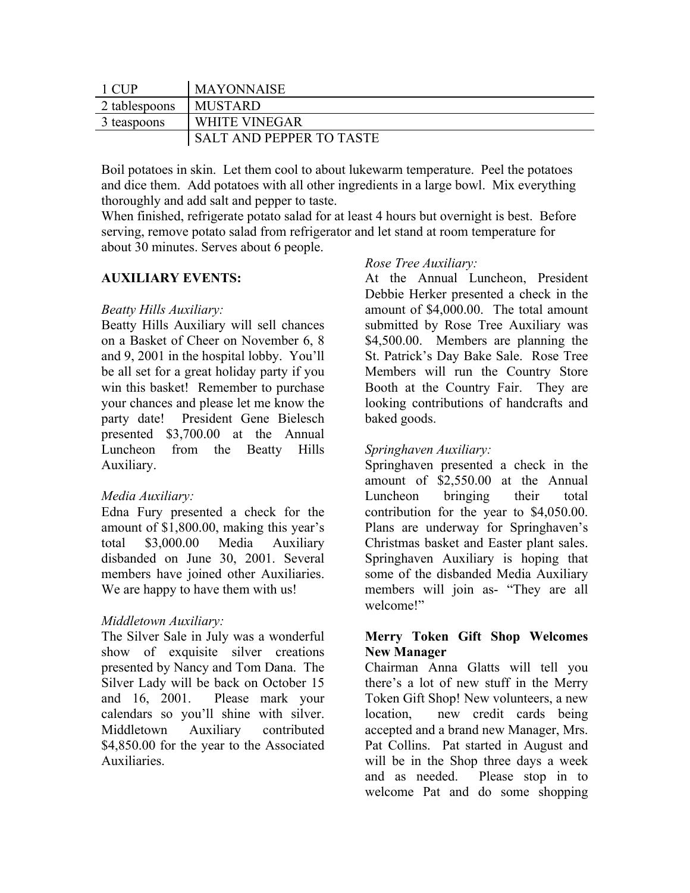| 1 CUP | MAYONNAISE |
|---|---|
| 2 tablespoons | MUSTARD |
| 3 teaspoons | WHITE VINEGAR |
| | SALT AND PEPPER TO TASTE |

Boil potatoes in skin. Let them cool to about lukewarm temperature. Peel the potatoes and dice them. Add potatoes with all other ingredients in a large bowl. Mix everything thoroughly and add salt and pepper to taste.
When finished, refrigerate potato salad for at least 4 hours but overnight is best. Before serving, remove potato salad from refrigerator and let stand at room temperature for about 30 minutes. Serves about 6 people.

**AUXILIARY EVENTS:**

*Beatty Hills Auxiliary:*
Beatty Hills Auxiliary will sell chances on a Basket of Cheer on November 6, 8 and 9, 2001 in the hospital lobby. You'll be all set for a great holiday party if you win this basket! Remember to purchase your chances and please let me know the party date! President Gene Bielesch presented $3,700.00 at the Annual Luncheon from the Beatty Hills Auxiliary.

*Media Auxiliary:*
Edna Fury presented a check for the amount of $1,800.00, making this year's total $3,000.00 Media Auxiliary disbanded on June 30, 2001. Several members have joined other Auxiliaries. We are happy to have them with us!

*Middletown Auxiliary:*
The Silver Sale in July was a wonderful show of exquisite silver creations presented by Nancy and Tom Dana. The Silver Lady will be back on October 15 and 16, 2001. Please mark your calendars so you'll shine with silver. Middletown Auxiliary contributed $4,850.00 for the year to the Associated Auxiliaries.

*Rose Tree Auxiliary:*
At the Annual Luncheon, President Debbie Herker presented a check in the amount of $4,000.00. The total amount submitted by Rose Tree Auxiliary was $4,500.00. Members are planning the St. Patrick's Day Bake Sale. Rose Tree Members will run the Country Store Booth at the Country Fair. They are looking contributions of handcrafts and baked goods.

*Springhaven Auxiliary:*
Springhaven presented a check in the amount of $2,550.00 at the Annual Luncheon bringing their total contribution for the year to $4,050.00. Plans are underway for Springhaven's Christmas basket and Easter plant sales. Springhaven Auxiliary is hoping that some of the disbanded Media Auxiliary members will join as- "They are all welcome!"

**Merry Token Gift Shop Welcomes New Manager**
Chairman Anna Glatts will tell you there's a lot of new stuff in the Merry Token Gift Shop! New volunteers, a new location, new credit cards being accepted and a brand new Manager, Mrs. Pat Collins. Pat started in August and will be in the Shop three days a week and as needed. Please stop in to welcome Pat and do some shopping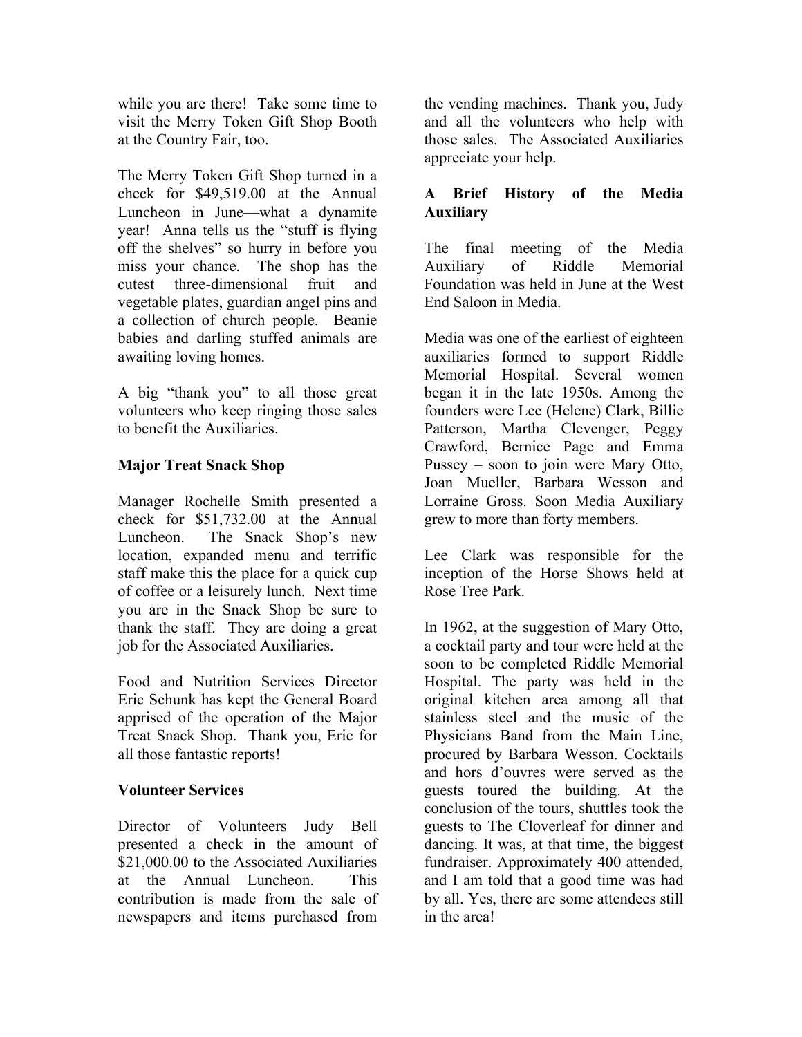while you are there! Take some time to visit the Merry Token Gift Shop Booth at the Country Fair, too.

The Merry Token Gift Shop turned in a check for $49,519.00 at the Annual Luncheon in June—what a dynamite year! Anna tells us the "stuff is flying off the shelves" so hurry in before you miss your chance. The shop has the cutest three-dimensional fruit and vegetable plates, guardian angel pins and a collection of church people. Beanie babies and darling stuffed animals are awaiting loving homes.

A big "thank you" to all those great volunteers who keep ringing those sales to benefit the Auxiliaries.

**Major Treat Snack Shop**

Manager Rochelle Smith presented a check for $51,732.00 at the Annual Luncheon. The Snack Shop's new location, expanded menu and terrific staff make this the place for a quick cup of coffee or a leisurely lunch. Next time you are in the Snack Shop be sure to thank the staff. They are doing a great job for the Associated Auxiliaries.

Food and Nutrition Services Director Eric Schunk has kept the General Board apprised of the operation of the Major Treat Snack Shop. Thank you, Eric for all those fantastic reports!

**Volunteer Services**

Director of Volunteers Judy Bell presented a check in the amount of $21,000.00 to the Associated Auxiliaries at the Annual Luncheon. This contribution is made from the sale of newspapers and items purchased from the vending machines. Thank you, Judy and all the volunteers who help with those sales. The Associated Auxiliaries appreciate your help.

**A Brief History of the Media Auxiliary**

The final meeting of the Media Auxiliary of Riddle Memorial Foundation was held in June at the West End Saloon in Media.

Media was one of the earliest of eighteen auxiliaries formed to support Riddle Memorial Hospital. Several women began it in the late 1950s. Among the founders were Lee (Helene) Clark, Billie Patterson, Martha Clevenger, Peggy Crawford, Bernice Page and Emma Pussey – soon to join were Mary Otto, Joan Mueller, Barbara Wesson and Lorraine Gross. Soon Media Auxiliary grew to more than forty members.

Lee Clark was responsible for the inception of the Horse Shows held at Rose Tree Park.

In 1962, at the suggestion of Mary Otto, a cocktail party and tour were held at the soon to be completed Riddle Memorial Hospital. The party was held in the original kitchen area among all that stainless steel and the music of the Physicians Band from the Main Line, procured by Barbara Wesson. Cocktails and hors d'ouvres were served as the guests toured the building. At the conclusion of the tours, shuttles took the guests to The Cloverleaf for dinner and dancing. It was, at that time, the biggest fundraiser. Approximately 400 attended, and I am told that a good time was had by all. Yes, there are some attendees still in the area!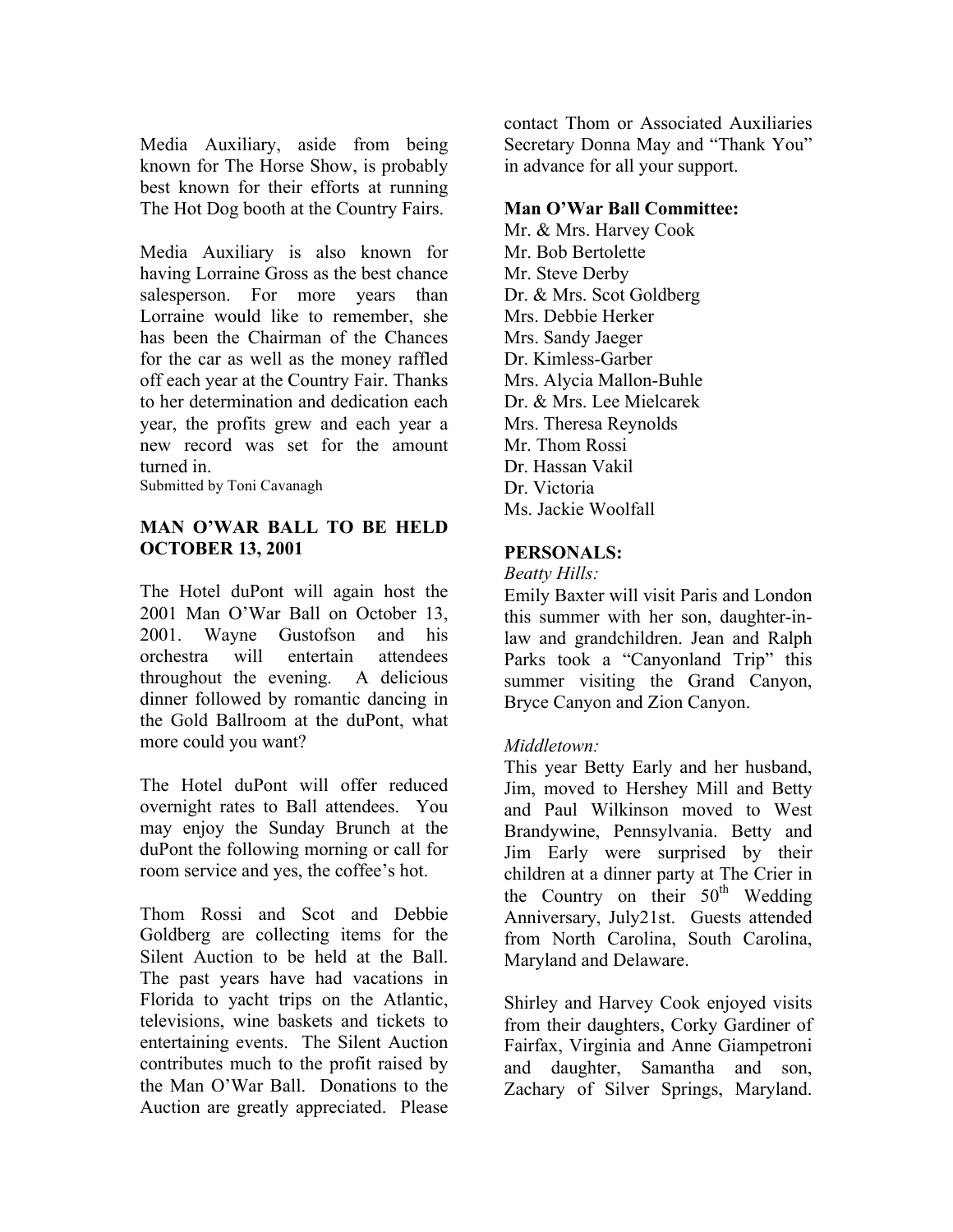Media Auxiliary, aside from being known for The Horse Show, is probably best known for their efforts at running The Hot Dog booth at the Country Fairs.

Media Auxiliary is also known for having Lorraine Gross as the best chance salesperson. For more years than Lorraine would like to remember, she has been the Chairman of the Chances for the car as well as the money raffled off each year at the Country Fair. Thanks to her determination and dedication each year, the profits grew and each year a new record was set for the amount turned in.

Submitted by Toni Cavanagh

**MAN O'WAR BALL TO BE HELD OCTOBER 13, 2001**

The Hotel duPont will again host the 2001 Man O'War Ball on October 13, 2001. Wayne Gustofson and his orchestra will entertain attendees throughout the evening. A delicious dinner followed by romantic dancing in the Gold Ballroom at the duPont, what more could you want?

The Hotel duPont will offer reduced overnight rates to Ball attendees. You may enjoy the Sunday Brunch at the duPont the following morning or call for room service and yes, the coffee's hot.

Thom Rossi and Scot and Debbie Goldberg are collecting items for the Silent Auction to be held at the Ball. The past years have had vacations in Florida to yacht trips on the Atlantic, televisions, wine baskets and tickets to entertaining events. The Silent Auction contributes much to the profit raised by the Man O'War Ball. Donations to the Auction are greatly appreciated. Please contact Thom or Associated Auxiliaries Secretary Donna May and "Thank You" in advance for all your support.

**Man O'War Ball Committee:**

Mr. & Mrs. Harvey Cook
Mr. Bob Bertolette
Mr. Steve Derby
Dr. & Mrs. Scot Goldberg
Mrs. Debbie Herker
Mrs. Sandy Jaeger
Dr. Kimless-Garber
Mrs. Alycia Mallon-Buhle
Dr. & Mrs. Lee Mielcarek
Mrs. Theresa Reynolds
Mr. Thom Rossi
Dr. Hassan Vakil
Dr. Victoria
Ms. Jackie Woolfall

**PERSONALS:**

*Beatty Hills:*

Emily Baxter will visit Paris and London this summer with her son, daughter-in-law and grandchildren. Jean and Ralph Parks took a "Canyonland Trip" this summer visiting the Grand Canyon, Bryce Canyon and Zion Canyon.

*Middletown:*

This year Betty Early and her husband, Jim, moved to Hershey Mill and Betty and Paul Wilkinson moved to West Brandywine, Pennsylvania. Betty and Jim Early were surprised by their children at a dinner party at The Crier in the Country on their 50th Wedding Anniversary, July21st. Guests attended from North Carolina, South Carolina, Maryland and Delaware.

Shirley and Harvey Cook enjoyed visits from their daughters, Corky Gardiner of Fairfax, Virginia and Anne Giampetroni and daughter, Samantha and son, Zachary of Silver Springs, Maryland.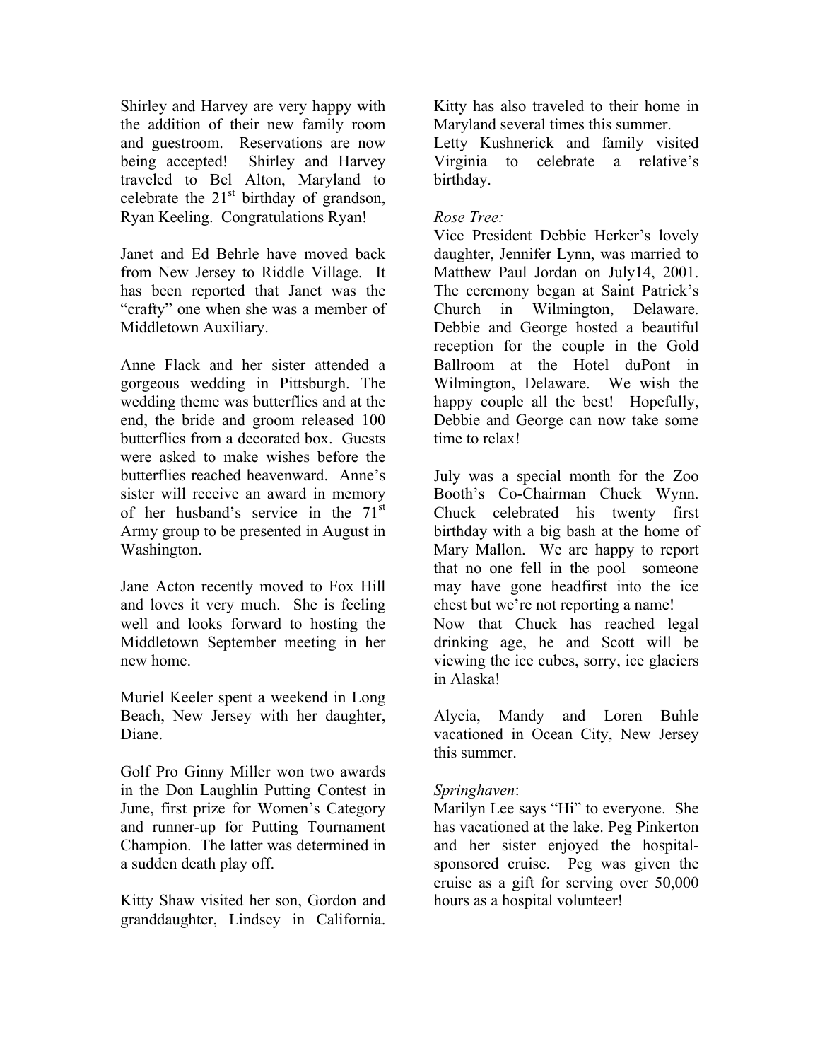Shirley and Harvey are very happy with the addition of their new family room and guestroom. Reservations are now being accepted! Shirley and Harvey traveled to Bel Alton, Maryland to celebrate the 21st birthday of grandson, Ryan Keeling. Congratulations Ryan!

Janet and Ed Behrle have moved back from New Jersey to Riddle Village. It has been reported that Janet was the "crafty" one when she was a member of Middletown Auxiliary.

Anne Flack and her sister attended a gorgeous wedding in Pittsburgh. The wedding theme was butterflies and at the end, the bride and groom released 100 butterflies from a decorated box. Guests were asked to make wishes before the butterflies reached heavenward. Anne's sister will receive an award in memory of her husband's service in the 71st Army group to be presented in August in Washington.

Jane Acton recently moved to Fox Hill and loves it very much. She is feeling well and looks forward to hosting the Middletown September meeting in her new home.

Muriel Keeler spent a weekend in Long Beach, New Jersey with her daughter, Diane.

Golf Pro Ginny Miller won two awards in the Don Laughlin Putting Contest in June, first prize for Women's Category and runner-up for Putting Tournament Champion. The latter was determined in a sudden death play off.

Kitty Shaw visited her son, Gordon and granddaughter, Lindsey in California. Kitty has also traveled to their home in Maryland several times this summer.

Letty Kushnerick and family visited Virginia to celebrate a relative's birthday.

*Rose Tree:*

Vice President Debbie Herker's lovely daughter, Jennifer Lynn, was married to Matthew Paul Jordan on July14, 2001. The ceremony began at Saint Patrick's Church in Wilmington, Delaware. Debbie and George hosted a beautiful reception for the couple in the Gold Ballroom at the Hotel duPont in Wilmington, Delaware. We wish the happy couple all the best! Hopefully, Debbie and George can now take some time to relax!

July was a special month for the Zoo Booth's Co-Chairman Chuck Wynn. Chuck celebrated his twenty first birthday with a big bash at the home of Mary Mallon. We are happy to report that no one fell in the pool—someone may have gone headfirst into the ice chest but we're not reporting a name!

Now that Chuck has reached legal drinking age, he and Scott will be viewing the ice cubes, sorry, ice glaciers in Alaska!

Alycia, Mandy and Loren Buhle vacationed in Ocean City, New Jersey this summer.

*Springhaven*:

Marilyn Lee says "Hi" to everyone. She has vacationed at the lake. Peg Pinkerton and her sister enjoyed the hospital-sponsored cruise. Peg was given the cruise as a gift for serving over 50,000 hours as a hospital volunteer!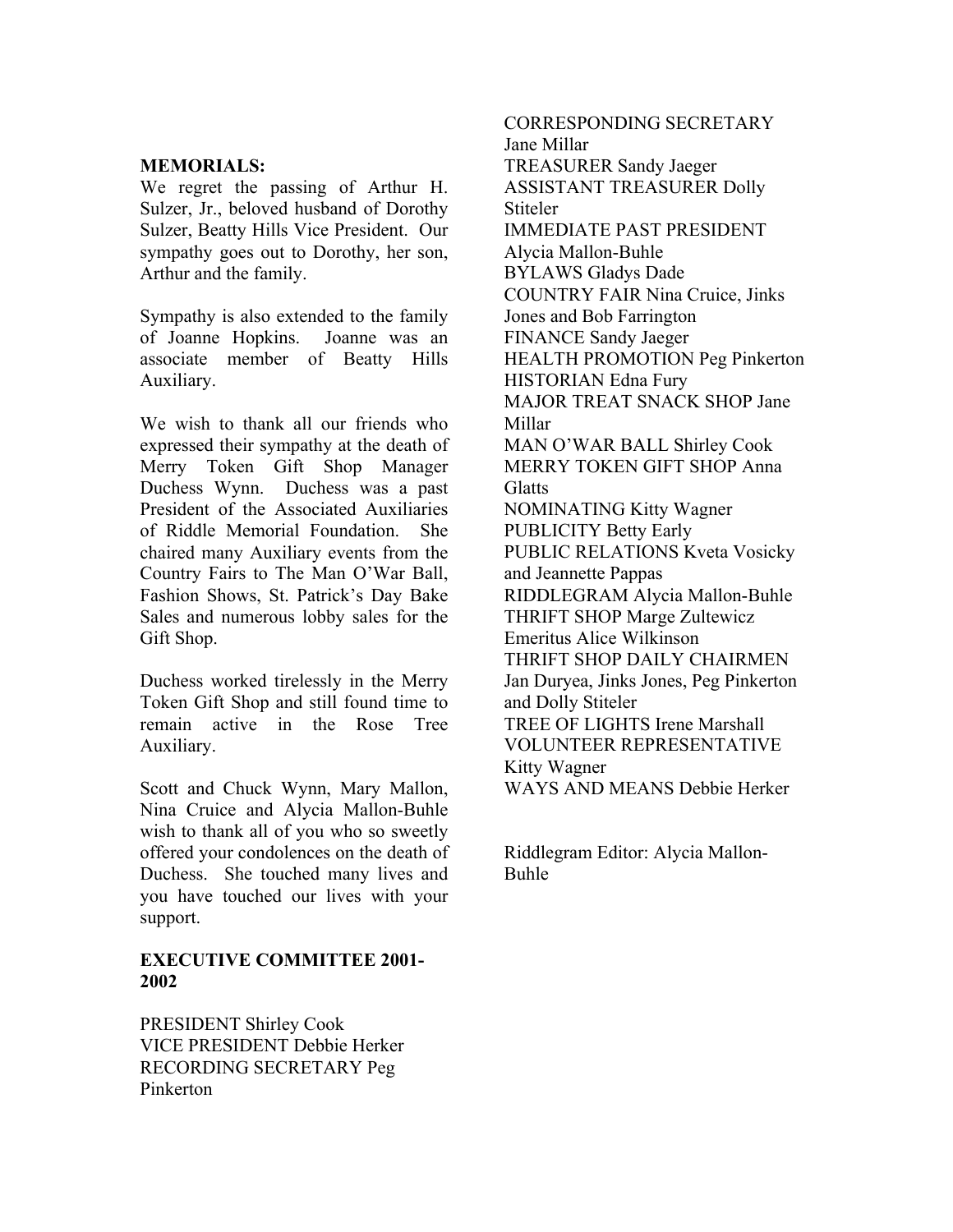**MEMORIALS:**

We regret the passing of Arthur H. Sulzer, Jr., beloved husband of Dorothy Sulzer, Beatty Hills Vice President. Our sympathy goes out to Dorothy, her son, Arthur and the family.

Sympathy is also extended to the family of Joanne Hopkins. Joanne was an associate member of Beatty Hills Auxiliary.

We wish to thank all our friends who expressed their sympathy at the death of Merry Token Gift Shop Manager Duchess Wynn. Duchess was a past President of the Associated Auxiliaries of Riddle Memorial Foundation. She chaired many Auxiliary events from the Country Fairs to The Man O'War Ball, Fashion Shows, St. Patrick's Day Bake Sales and numerous lobby sales for the Gift Shop.

Duchess worked tirelessly in the Merry Token Gift Shop and still found time to remain active in the Rose Tree Auxiliary.

Scott and Chuck Wynn, Mary Mallon, Nina Cruice and Alycia Mallon-Buhle wish to thank all of you who so sweetly offered your condolences on the death of Duchess. She touched many lives and you have touched our lives with your support.

**EXECUTIVE COMMITTEE 2001-2002**

PRESIDENT Shirley Cook
VICE PRESIDENT Debbie Herker
RECORDING SECRETARY Peg Pinkerton
CORRESPONDING SECRETARY Jane Millar
TREASURER Sandy Jaeger
ASSISTANT TREASURER Dolly Stiteler
IMMEDIATE PAST PRESIDENT Alycia Mallon-Buhle
BYLAWS Gladys Dade
COUNTRY FAIR Nina Cruice, Jinks Jones and Bob Farrington
FINANCE Sandy Jaeger
HEALTH PROMOTION Peg Pinkerton
HISTORIAN Edna Fury
MAJOR TREAT SNACK SHOP Jane Millar
MAN O'WAR BALL Shirley Cook
MERRY TOKEN GIFT SHOP Anna Glatts
NOMINATING Kitty Wagner
PUBLICITY Betty Early
PUBLIC RELATIONS Kveta Vosicky and Jeannette Pappas
RIDDLEGRAM Alycia Mallon-Buhle
THRIFT SHOP Marge Zultewicz
Emeritus Alice Wilkinson
THRIFT SHOP DAILY CHAIRMEN Jan Duryea, Jinks Jones, Peg Pinkerton and Dolly Stiteler
TREE OF LIGHTS Irene Marshall
VOLUNTEER REPRESENTATIVE Kitty Wagner
WAYS AND MEANS Debbie Herker

Riddlegram Editor: Alycia Mallon-Buhle